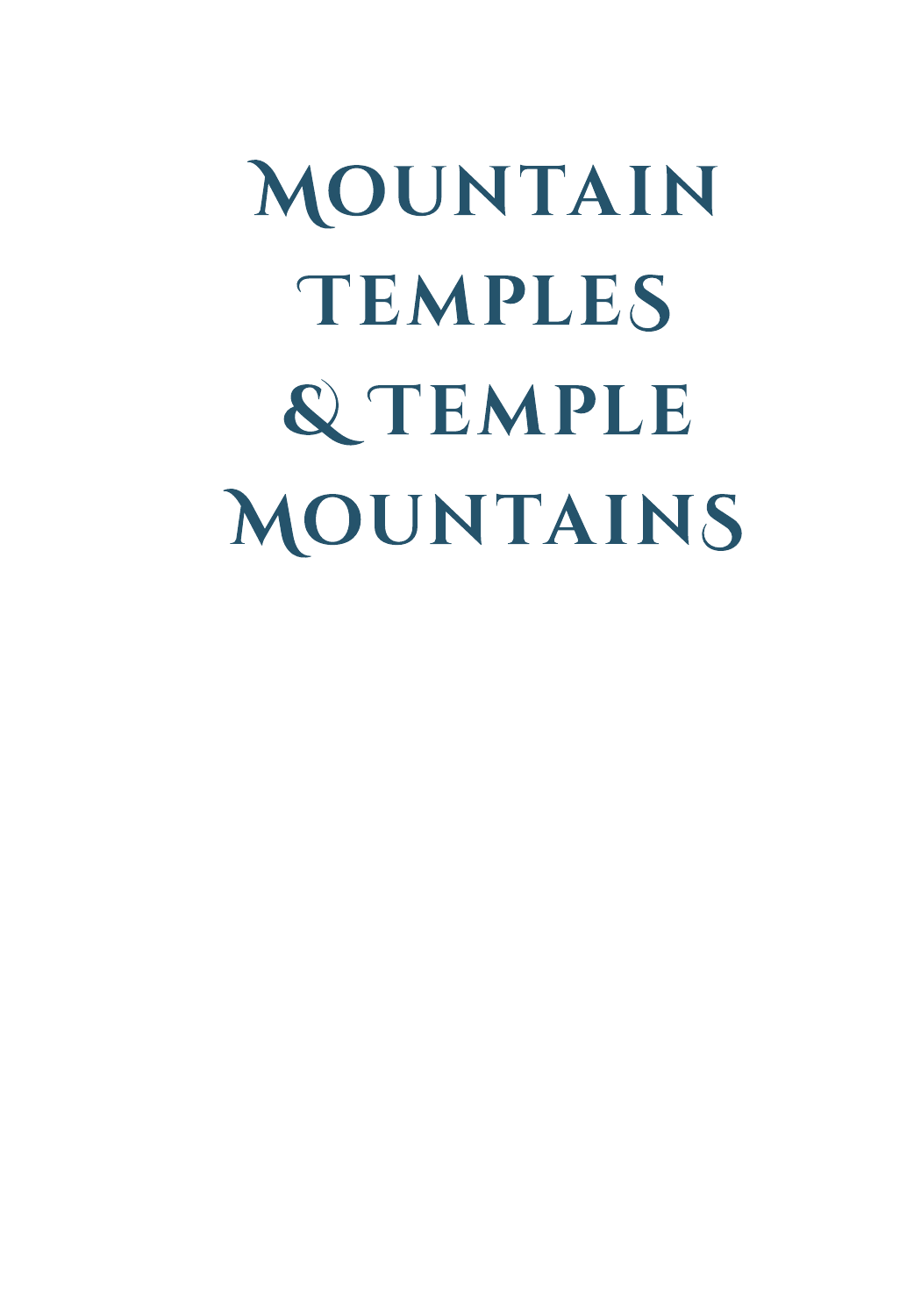# Mountain Temples & Temple Mountains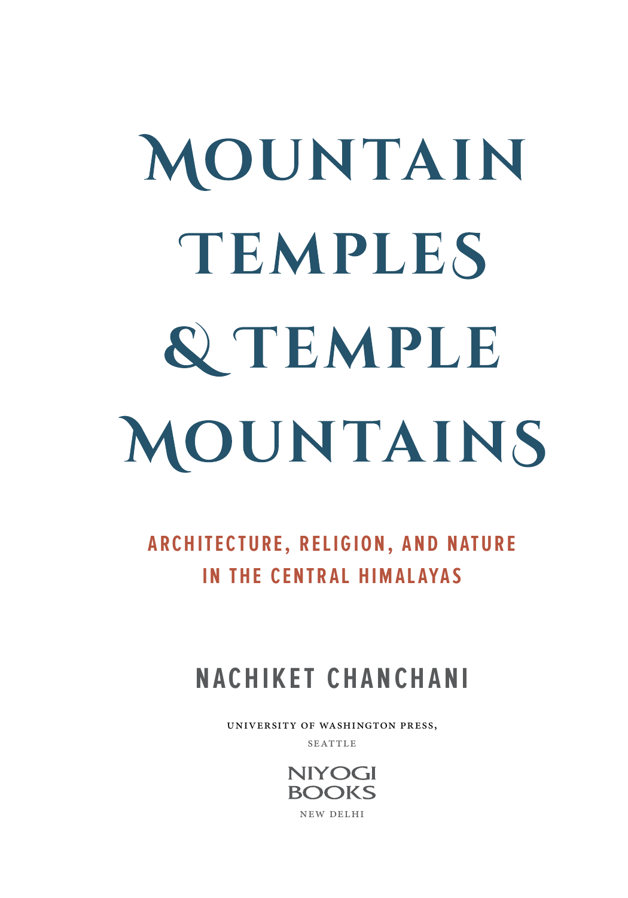# Mountain Temples & Temple Mountains

## Architecture, Religion, and Nature in the Central Himalayas

### Nachiket Chanchani

University of Washington Press,

Seattle

Niyogi Books

New Delhi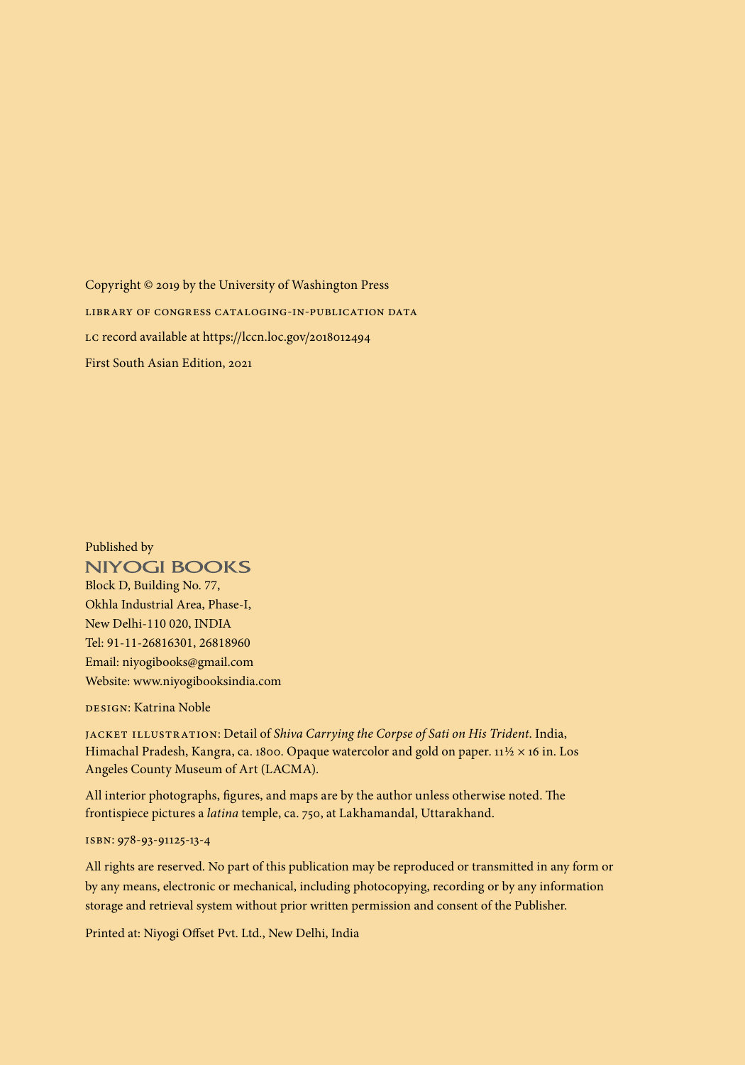Copyright © 2019 by the University of Washington Press

LIBRARY OF CONGRESS CATALOGING-IN-PUBLICATION DATA

LC record available at https://lccn.loc.gov/2018012494

First South Asian Edition, 2021

Published by
NIYOGI BOOKS
Block D, Building No. 77,
Okhla Industrial Area, Phase-I,
New Delhi-110 020, INDIA
Tel: 91-11-26816301, 26818960
Email: niyogibooks@gmail.com
Website: www.niyogibooksindia.com

DESIGN: Katrina Noble

JACKET ILLUSTRATION: Detail of *Shiva Carrying the Corpse of Sati on His Trident*. India, Himachal Pradesh, Kangra, ca. 1800. Opaque watercolor and gold on paper. 11½ × 16 in. Los Angeles County Museum of Art (LACMA).

All interior photographs, figures, and maps are by the author unless otherwise noted. The frontispiece pictures a *latina* temple, ca. 750, at Lakhamandal, Uttarakhand.

ISBN: 978-93-91125-13-4

All rights are reserved. No part of this publication may be reproduced or transmitted in any form or by any means, electronic or mechanical, including photocopying, recording or by any information storage and retrieval system without prior written permission and consent of the Publisher.

Printed at: Niyogi Offset Pvt. Ltd., New Delhi, India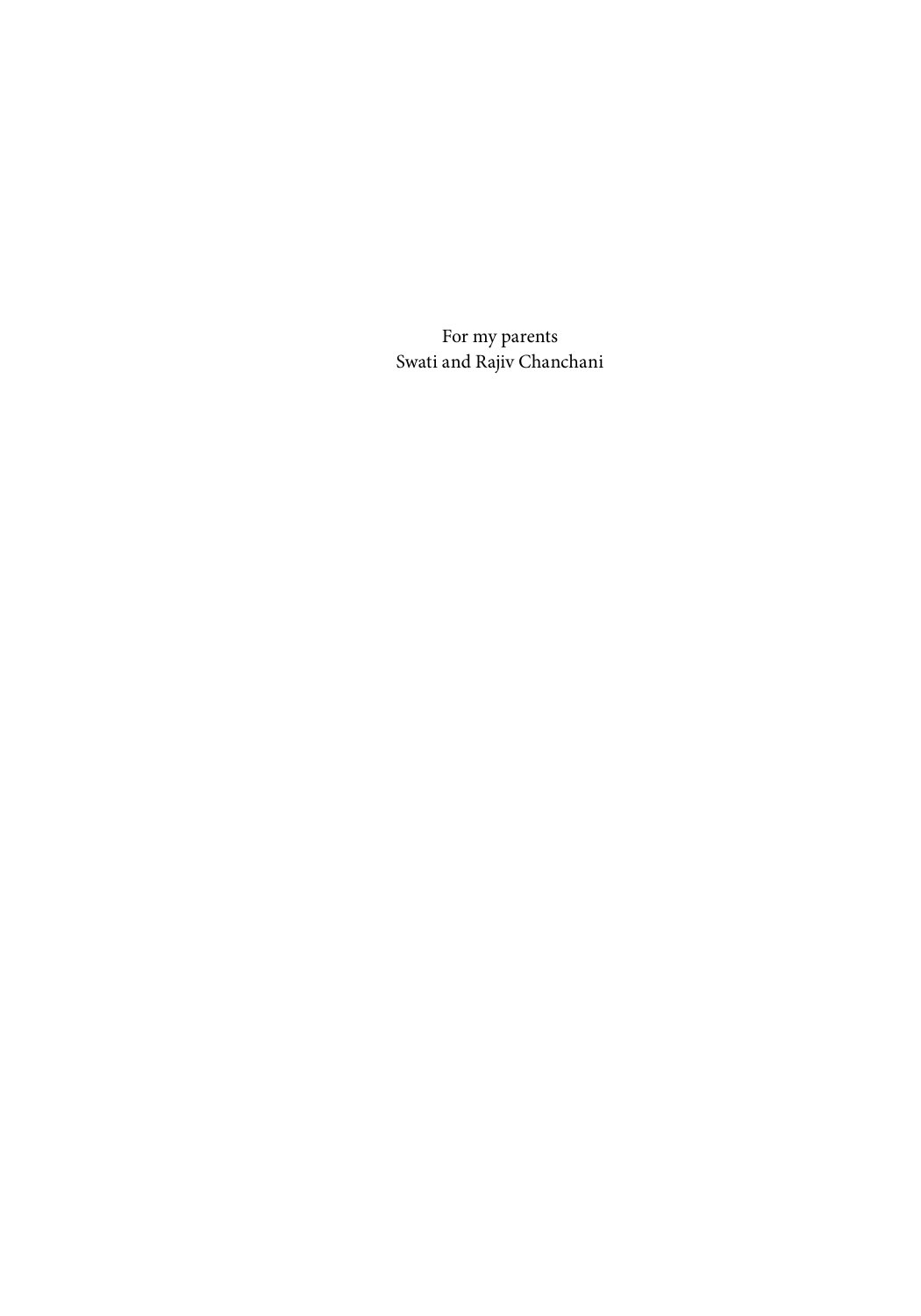For my parents
Swati and Rajiv Chanchani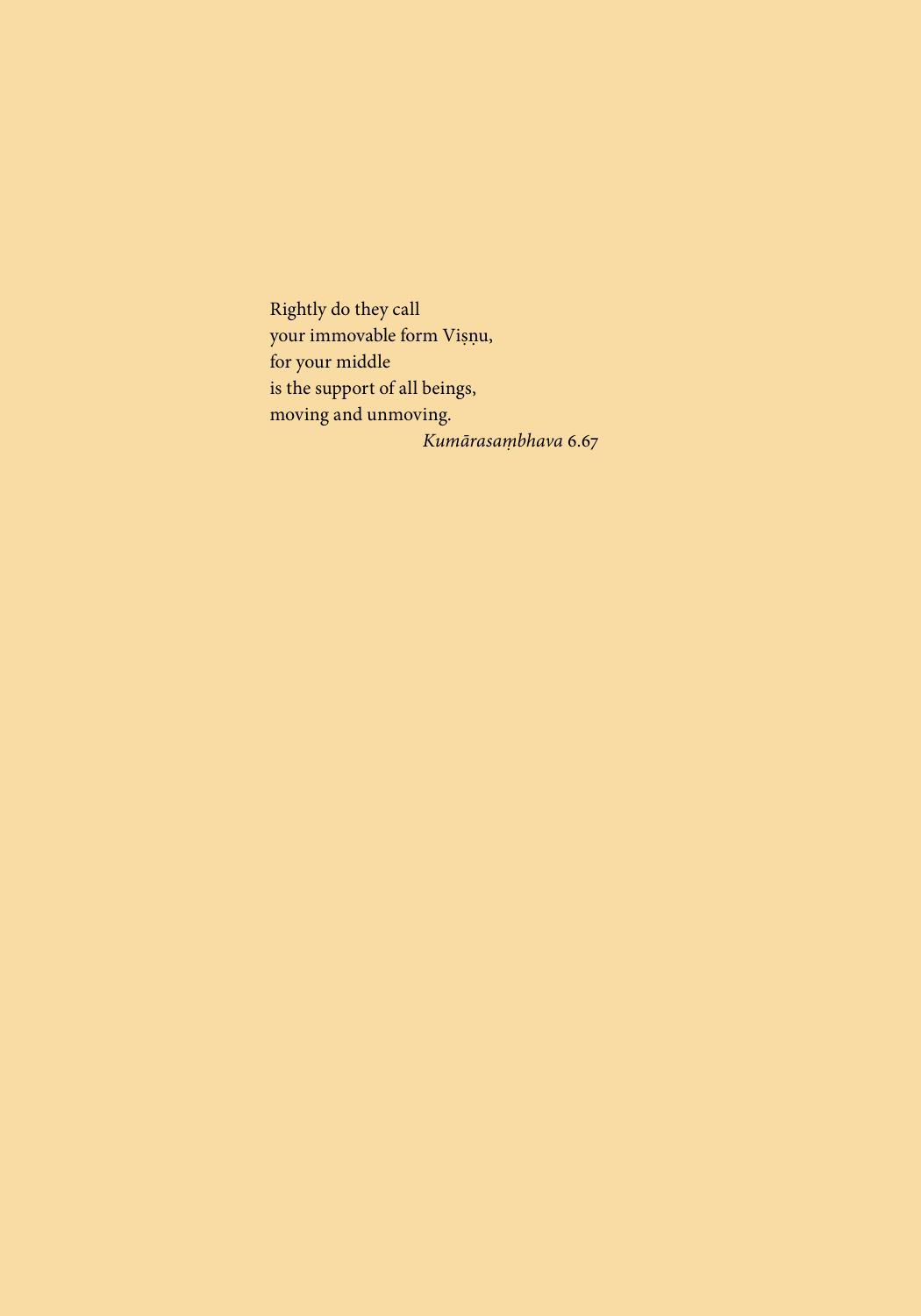Rightly do they call  
your immovable form Viṣṇu,  
for your middle  
is the support of all beings,  
moving and unmoving.

*Kumārasaṃbhava* 6.67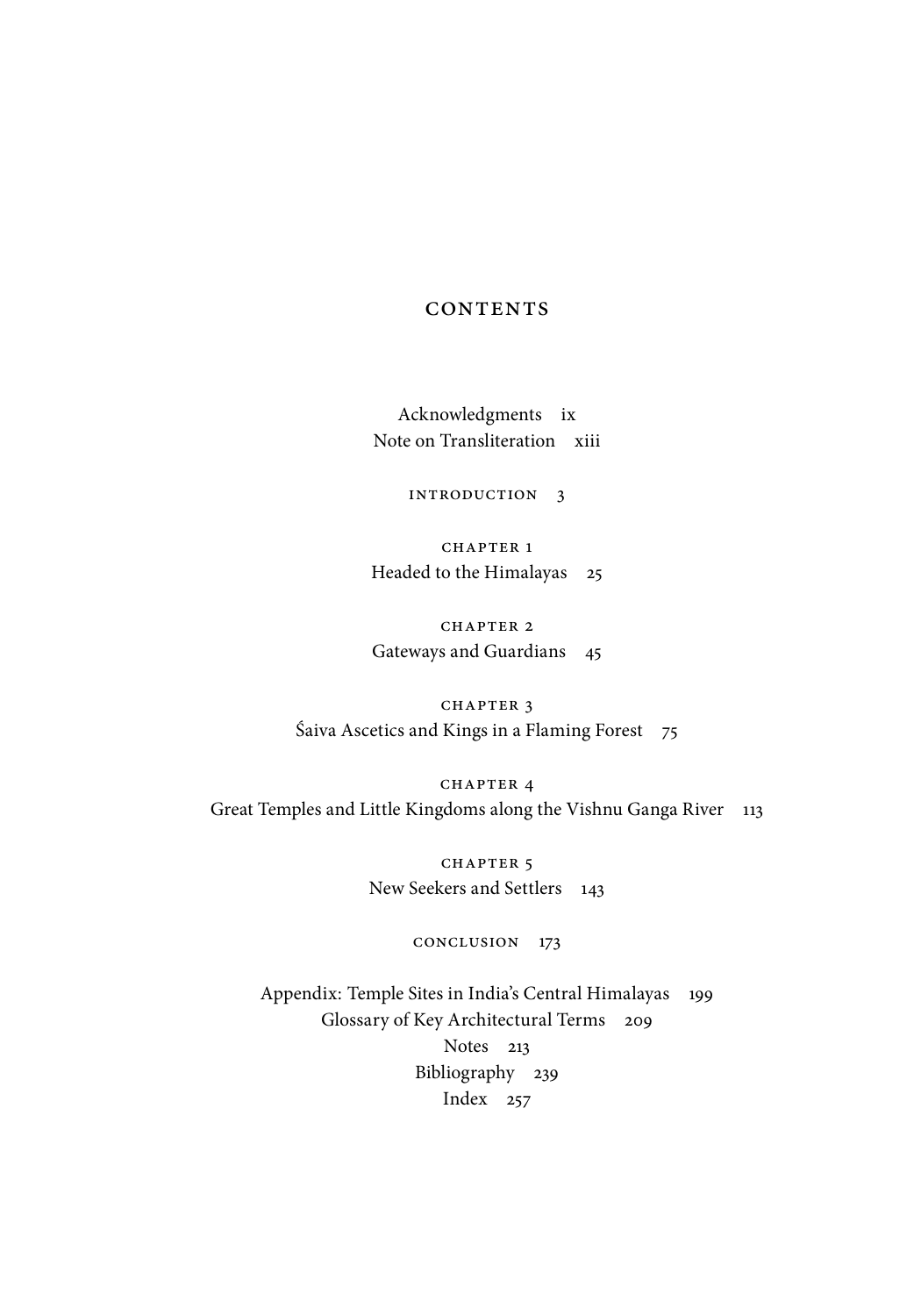# CONTENTS

Acknowledgments ix
Note on Transliteration xiii

INTRODUCTION 3

CHAPTER 1
Headed to the Himalayas 25

CHAPTER 2
Gateways and Guardians 45

CHAPTER 3
Śaiva Ascetics and Kings in a Flaming Forest 75

CHAPTER 4
Great Temples and Little Kingdoms along the Vishnu Ganga River 113

CHAPTER 5
New Seekers and Settlers 143

CONCLUSION 173

Appendix: Temple Sites in India's Central Himalayas 199
Glossary of Key Architectural Terms 209
Notes 213
Bibliography 239
Index 257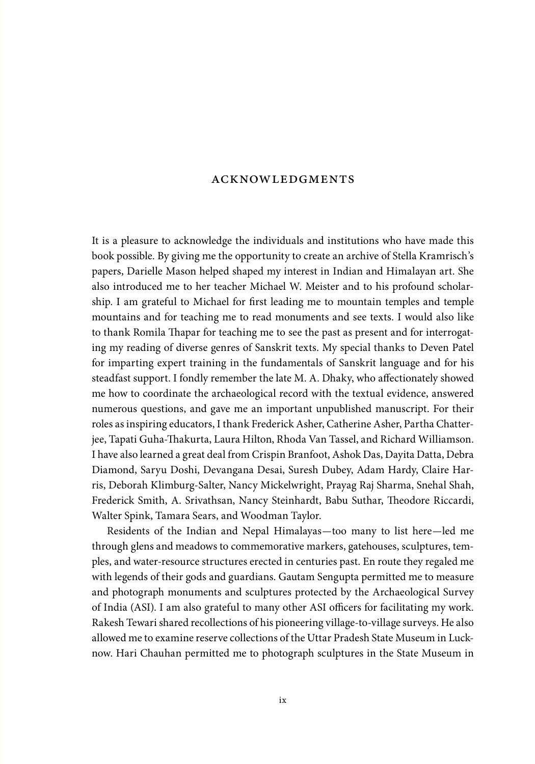# ACKNOWLEDGMENTS

It is a pleasure to acknowledge the individuals and institutions who have made this book possible. By giving me the opportunity to create an archive of Stella Kramrisch's papers, Darielle Mason helped shaped my interest in Indian and Himalayan art. She also introduced me to her teacher Michael W. Meister and to his profound scholarship. I am grateful to Michael for first leading me to mountain temples and temple mountains and for teaching me to read monuments and see texts. I would also like to thank Romila Thapar for teaching me to see the past as present and for interrogating my reading of diverse genres of Sanskrit texts. My special thanks to Deven Patel for imparting expert training in the fundamentals of Sanskrit language and for his steadfast support. I fondly remember the late M. A. Dhaky, who affectionately showed me how to coordinate the archaeological record with the textual evidence, answered numerous questions, and gave me an important unpublished manuscript. For their roles as inspiring educators, I thank Frederick Asher, Catherine Asher, Partha Chatterjee, Tapati Guha-Thakurta, Laura Hilton, Rhoda Van Tassel, and Richard Williamson. I have also learned a great deal from Crispin Branfoot, Ashok Das, Dayita Datta, Debra Diamond, Saryu Doshi, Devangana Desai, Suresh Dubey, Adam Hardy, Claire Harris, Deborah Klimburg-Salter, Nancy Mickelwright, Prayag Raj Sharma, Snehal Shah, Frederick Smith, A. Srivathsan, Nancy Steinhardt, Babu Suthar, Theodore Riccardi, Walter Spink, Tamara Sears, and Woodman Taylor.

Residents of the Indian and Nepal Himalayas—too many to list here—led me through glens and meadows to commemorative markers, gatehouses, sculptures, temples, and water-resource structures erected in centuries past. En route they regaled me with legends of their gods and guardians. Gautam Sengupta permitted me to measure and photograph monuments and sculptures protected by the Archaeological Survey of India (ASI). I am also grateful to many other ASI officers for facilitating my work. Rakesh Tewari shared recollections of his pioneering village-to-village surveys. He also allowed me to examine reserve collections of the Uttar Pradesh State Museum in Lucknow. Hari Chauhan permitted me to photograph sculptures in the State Museum in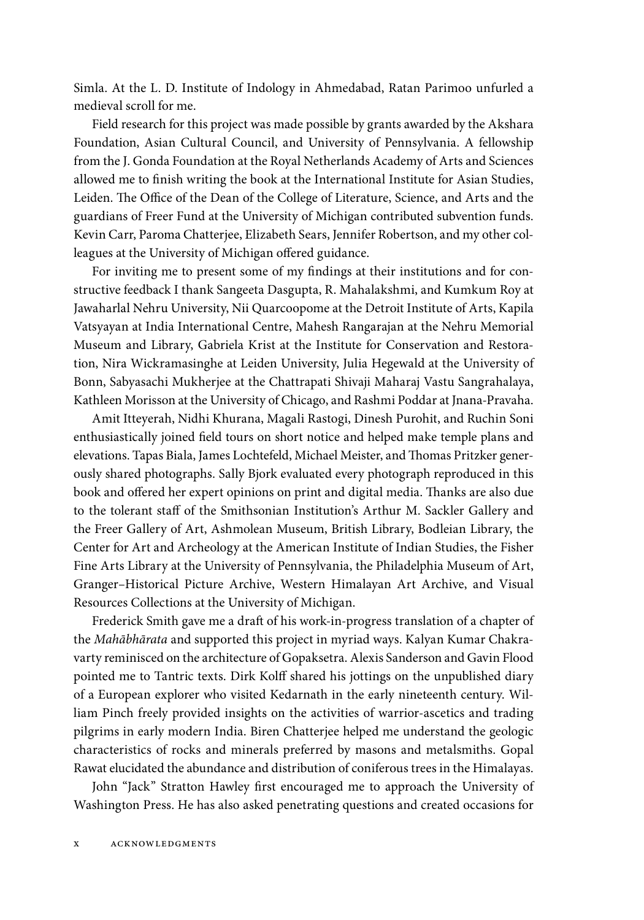Simla. At the L. D. Institute of Indology in Ahmedabad, Ratan Parimoo unfurled a medieval scroll for me.

Field research for this project was made possible by grants awarded by the Akshara Foundation, Asian Cultural Council, and University of Pennsylvania. A fellowship from the J. Gonda Foundation at the Royal Netherlands Academy of Arts and Sciences allowed me to finish writing the book at the International Institute for Asian Studies, Leiden. The Office of the Dean of the College of Literature, Science, and Arts and the guardians of Freer Fund at the University of Michigan contributed subvention funds. Kevin Carr, Paroma Chatterjee, Elizabeth Sears, Jennifer Robertson, and my other colleagues at the University of Michigan offered guidance.

For inviting me to present some of my findings at their institutions and for constructive feedback I thank Sangeeta Dasgupta, R. Mahalakshmi, and Kumkum Roy at Jawaharlal Nehru University, Nii Quarcoopome at the Detroit Institute of Arts, Kapila Vatsyayan at India International Centre, Mahesh Rangarajan at the Nehru Memorial Museum and Library, Gabriela Krist at the Institute for Conservation and Restoration, Nira Wickramasinghe at Leiden University, Julia Hegewald at the University of Bonn, Sabyasachi Mukherjee at the Chattrapati Shivaji Maharaj Vastu Sangrahalaya, Kathleen Morisson at the University of Chicago, and Rashmi Poddar at Jnana-Pravaha.

Amit Itteyerah, Nidhi Khurana, Magali Rastogi, Dinesh Purohit, and Ruchin Soni enthusiastically joined field tours on short notice and helped make temple plans and elevations. Tapas Biala, James Lochtefeld, Michael Meister, and Thomas Pritzker generously shared photographs. Sally Bjork evaluated every photograph reproduced in this book and offered her expert opinions on print and digital media. Thanks are also due to the tolerant staff of the Smithsonian Institution's Arthur M. Sackler Gallery and the Freer Gallery of Art, Ashmolean Museum, British Library, Bodleian Library, the Center for Art and Archeology at the American Institute of Indian Studies, the Fisher Fine Arts Library at the University of Pennsylvania, the Philadelphia Museum of Art, Granger–Historical Picture Archive, Western Himalayan Art Archive, and Visual Resources Collections at the University of Michigan.

Frederick Smith gave me a draft of his work-in-progress translation of a chapter of the *Mahābhārata* and supported this project in myriad ways. Kalyan Kumar Chakravarty reminisced on the architecture of Gopaksetra. Alexis Sanderson and Gavin Flood pointed me to Tantric texts. Dirk Kolff shared his jottings on the unpublished diary of a European explorer who visited Kedarnath in the early nineteenth century. William Pinch freely provided insights on the activities of warrior-ascetics and trading pilgrims in early modern India. Biren Chatterjee helped me understand the geologic characteristics of rocks and minerals preferred by masons and metalsmiths. Gopal Rawat elucidated the abundance and distribution of coniferous trees in the Himalayas.

John "Jack" Stratton Hawley first encouraged me to approach the University of Washington Press. He has also asked penetrating questions and created occasions for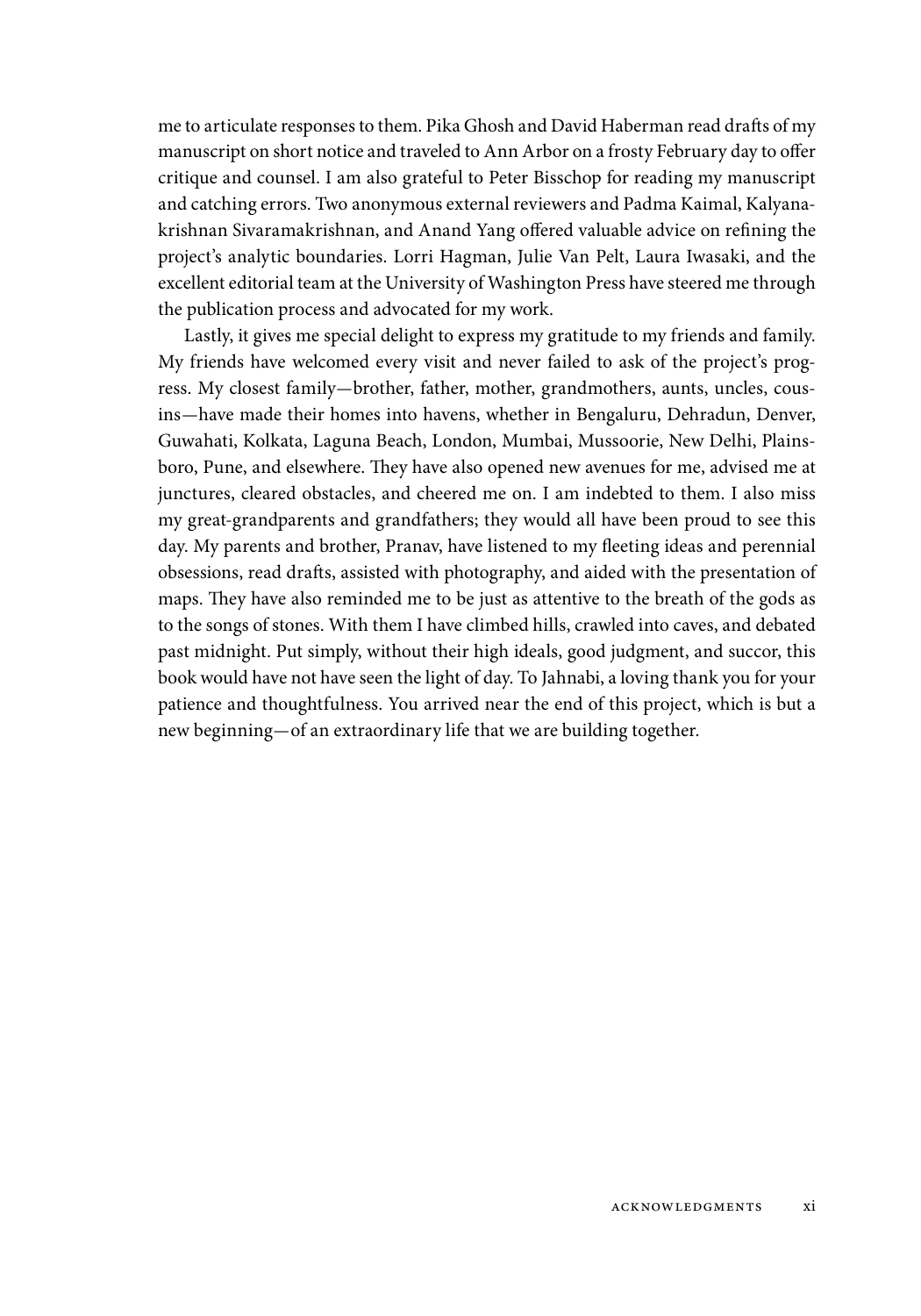me to articulate responses to them. Pika Ghosh and David Haberman read drafts of my manuscript on short notice and traveled to Ann Arbor on a frosty February day to offer critique and counsel. I am also grateful to Peter Bisschop for reading my manuscript and catching errors. Two anonymous external reviewers and Padma Kaimal, Kalyanakrishnan Sivaramakrishnan, and Anand Yang offered valuable advice on refining the project's analytic boundaries. Lorri Hagman, Julie Van Pelt, Laura Iwasaki, and the excellent editorial team at the University of Washington Press have steered me through the publication process and advocated for my work.

Lastly, it gives me special delight to express my gratitude to my friends and family. My friends have welcomed every visit and never failed to ask of the project's progress. My closest family—brother, father, mother, grandmothers, aunts, uncles, cousins—have made their homes into havens, whether in Bengaluru, Dehradun, Denver, Guwahati, Kolkata, Laguna Beach, London, Mumbai, Mussoorie, New Delhi, Plainsboro, Pune, and elsewhere. They have also opened new avenues for me, advised me at junctures, cleared obstacles, and cheered me on. I am indebted to them. I also miss my great-grandparents and grandfathers; they would all have been proud to see this day. My parents and brother, Pranav, have listened to my fleeting ideas and perennial obsessions, read drafts, assisted with photography, and aided with the presentation of maps. They have also reminded me to be just as attentive to the breath of the gods as to the songs of stones. With them I have climbed hills, crawled into caves, and debated past midnight. Put simply, without their high ideals, good judgment, and succor, this book would have not have seen the light of day. To Jahnabi, a loving thank you for your patience and thoughtfulness. You arrived near the end of this project, which is but a new beginning—of an extraordinary life that we are building together.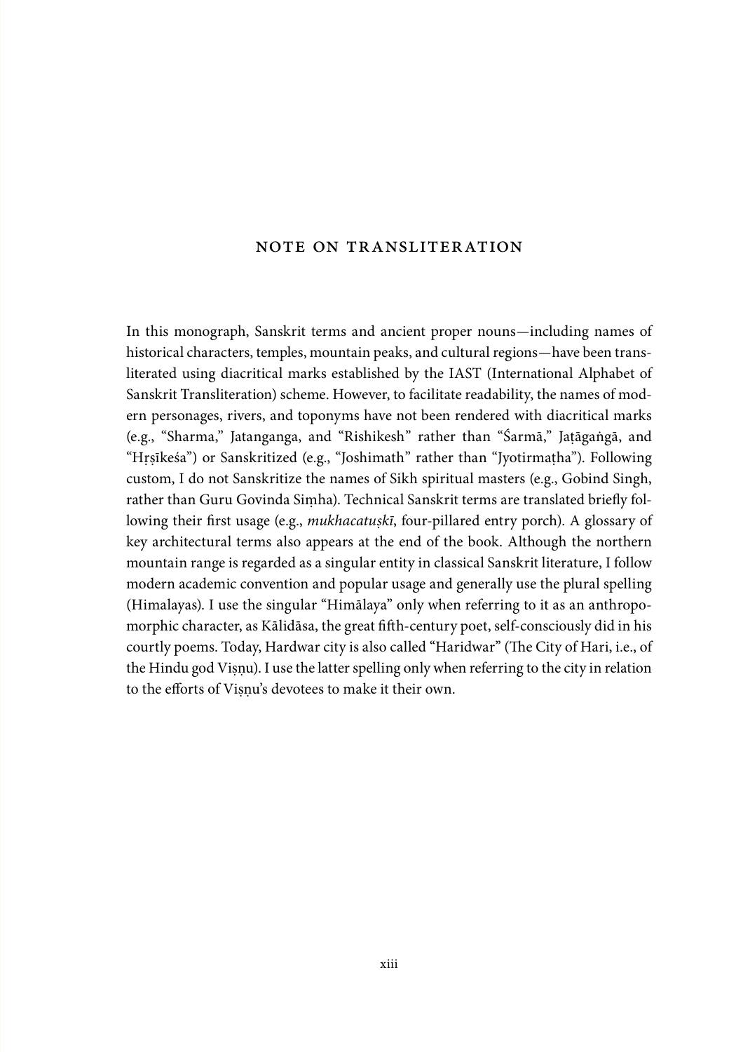# NOTE ON TRANSLITERATION

In this monograph, Sanskrit terms and ancient proper nouns—including names of historical characters, temples, mountain peaks, and cultural regions—have been transliterated using diacritical marks established by the IAST (International Alphabet of Sanskrit Transliteration) scheme. However, to facilitate readability, the names of modern personages, rivers, and toponyms have not been rendered with diacritical marks (e.g., "Sharma," Jatanganga, and "Rishikesh" rather than "Śarmā," Jaṭāgaṅgā, and "Hṛṣīkeśa") or Sanskritized (e.g., "Joshimath" rather than "Jyotirmaṭha"). Following custom, I do not Sanskritize the names of Sikh spiritual masters (e.g., Gobind Singh, rather than Guru Govinda Siṃha). Technical Sanskrit terms are translated briefly following their first usage (e.g., *mukhacatuṣkī*, four-pillared entry porch). A glossary of key architectural terms also appears at the end of the book. Although the northern mountain range is regarded as a singular entity in classical Sanskrit literature, I follow modern academic convention and popular usage and generally use the plural spelling (Himalayas). I use the singular "Himālaya" only when referring to it as an anthropomorphic character, as Kālidāsa, the great fifth-century poet, self-consciously did in his courtly poems. Today, Hardwar city is also called "Haridwar" (The City of Hari, i.e., of the Hindu god Viṣṇu). I use the latter spelling only when referring to the city in relation to the efforts of Viṣṇu's devotees to make it their own.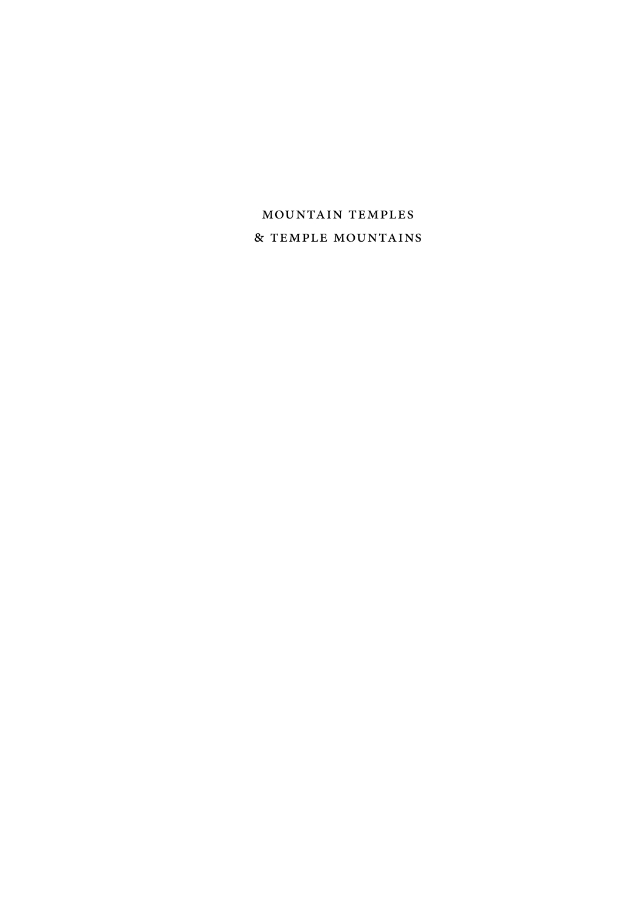MOUNTAIN TEMPLES

& TEMPLE MOUNTAINS